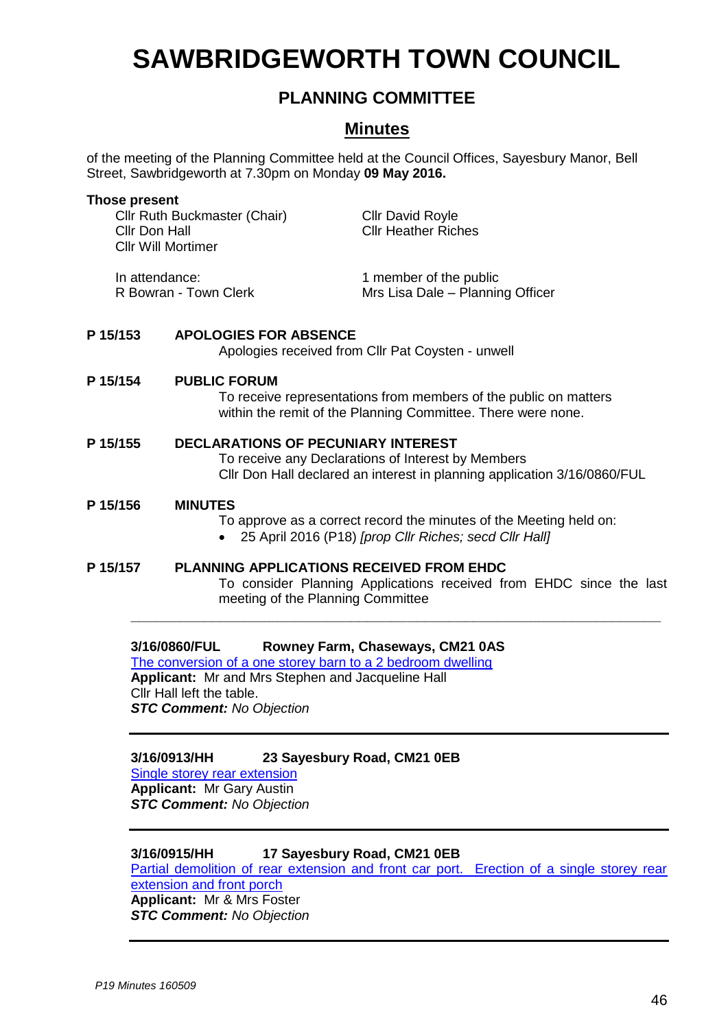# SAWBRIDGEWORTH TOWN COUNCIL

## PLANNING COMMITTEE

## Minutes

of the meeting of the Planning Committee held at the Council Offices, Sayesbury Manor, Bell Street, Sawbridgeworth at 7.30pm on Monday **09 May 2016.**

**Those present**

Cllr Ruth Buckmaster (Chair)
Cllr Don Hall
Cllr Will Mortimer
Cllr David Royle
Cllr Heather Riches

In attendance:
R Bowran - Town Clerk
1 member of the public
Mrs Lisa Dale – Planning Officer

**P 15/153 APOLOGIES FOR ABSENCE**

Apologies received from Cllr Pat Coysten - unwell

**P 15/154 PUBLIC FORUM**

To receive representations from members of the public on matters within the remit of the Planning Committee. There were none.

**P 15/155 DECLARATIONS OF PECUNIARY INTEREST**

To receive any Declarations of Interest by Members
Cllr Don Hall declared an interest in planning application 3/16/0860/FUL

**P 15/156 MINUTES**

To approve as a correct record the minutes of the Meeting held on:

- 25 April 2016 (P18) *[prop Cllr Riches; secd Cllr Hall]*

**P 15/157 PLANNING APPLICATIONS RECEIVED FROM EHDC**

To consider Planning Applications received from EHDC since the last meeting of the Planning Committee

---

**3/16/0860/FUL Rowney Farm, Chaseways, CM21 0AS**
The conversion of a one storey barn to a 2 bedroom dwelling
**Applicant:** Mr and Mrs Stephen and Jacqueline Hall
Cllr Hall left the table.
***STC Comment:*** *No Objection*

---

**3/16/0913/HH 23 Sayesbury Road, CM21 0EB**
Single storey rear extension
**Applicant:** Mr Gary Austin
***STC Comment:*** *No Objection*

---

**3/16/0915/HH 17 Sayesbury Road, CM21 0EB**
Partial demolition of rear extension and front car port. Erection of a single storey rear extension and front porch
**Applicant:** Mr & Mrs Foster
***STC Comment:*** *No Objection*

---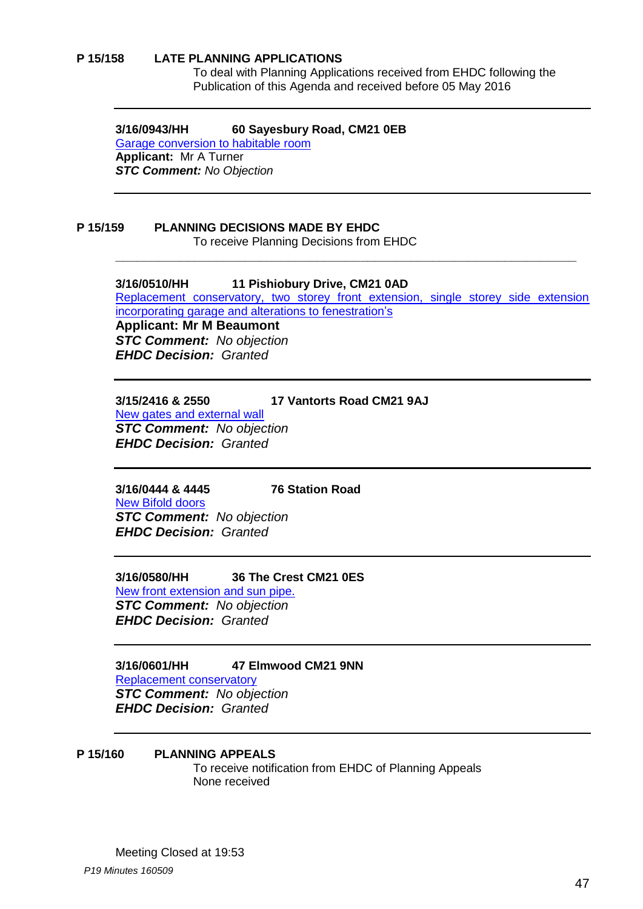**P 15/158 LATE PLANNING APPLICATIONS**

To deal with Planning Applications received from EHDC following the Publication of this Agenda and received before 05 May 2016

---

**3/16/0943/HH 60 Sayesbury Road, CM21 0EB**

Garage conversion to habitable room

**Applicant:** Mr A Turner

***STC Comment:*** *No Objection*

---

**P 15/159 PLANNING DECISIONS MADE BY EHDC**

To receive Planning Decisions from EHDC

---

**3/16/0510/HH 11 Pishiobury Drive, CM21 0AD**

Replacement conservatory, two storey front extension, single storey side extension incorporating garage and alterations to fenestration's

**Applicant: Mr M Beaumont**

***STC Comment:*** *No objection*

***EHDC Decision:*** *Granted*

---

**3/15/2416 & 2550 17 Vantorts Road CM21 9AJ**

New gates and external wall

***STC Comment:*** *No objection*

***EHDC Decision:*** *Granted*

---

**3/16/0444 & 4445 76 Station Road**

New Bifold doors

***STC Comment:*** *No objection*

***EHDC Decision:*** *Granted*

---

**3/16/0580/HH 36 The Crest CM21 0ES**

New front extension and sun pipe.

***STC Comment:*** *No objection*

***EHDC Decision:*** *Granted*

---

**3/16/0601/HH 47 Elmwood CM21 9NN**

Replacement conservatory

***STC Comment:*** *No objection*

***EHDC Decision:*** *Granted*

---

**P 15/160 PLANNING APPEALS**

To receive notification from EHDC of Planning Appeals

None received

Meeting Closed at 19:53